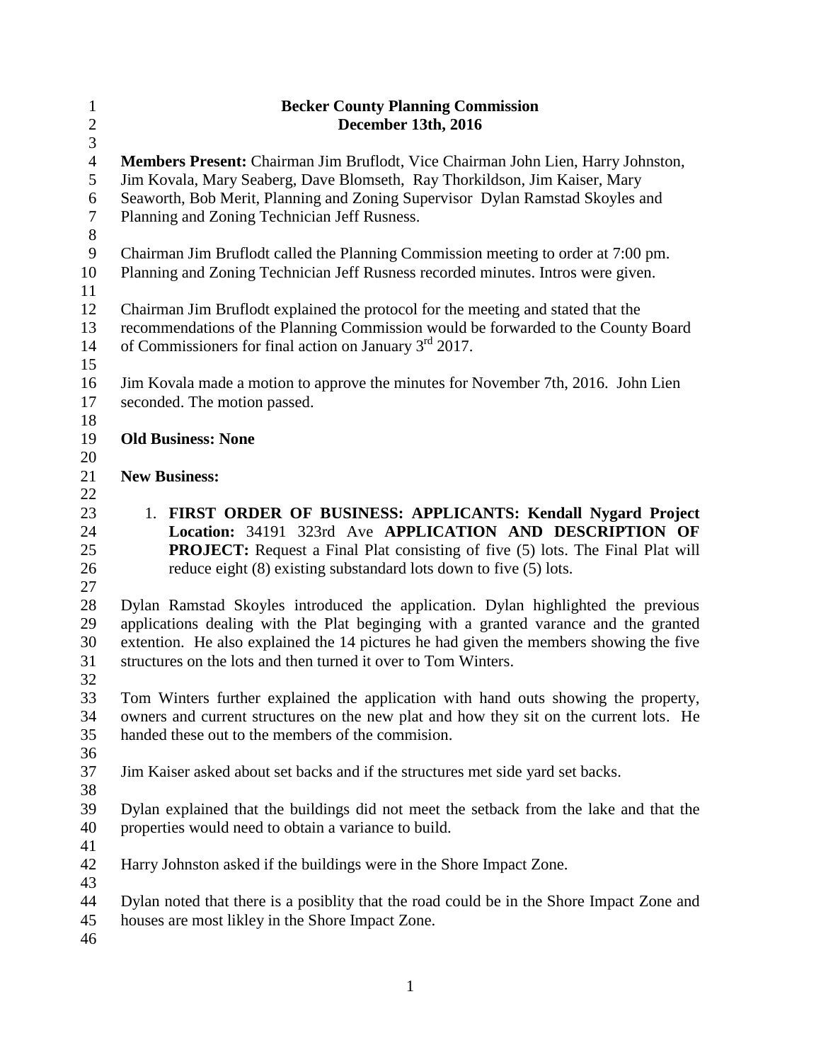**Becker County Planning Commission**
**December 13th, 2016**

**Members Present:** Chairman Jim Bruflodt, Vice Chairman John Lien, Harry Johnston, Jim Kovala, Mary Seaberg, Dave Blomseth, Ray Thorkildson, Jim Kaiser, Mary Seaworth, Bob Merit, Planning and Zoning Supervisor Dylan Ramstad Skoyles and Planning and Zoning Technician Jeff Rusness.

Chairman Jim Bruflodt called the Planning Commission meeting to order at 7:00 pm. Planning and Zoning Technician Jeff Rusness recorded minutes. Intros were given.

Chairman Jim Bruflodt explained the protocol for the meeting and stated that the recommendations of the Planning Commission would be forwarded to the County Board of Commissioners for final action on January 3rd 2017.

Jim Kovala made a motion to approve the minutes for November 7th, 2016. John Lien seconded. The motion passed.

**Old Business: None**

**New Business:**

1. **FIRST ORDER OF BUSINESS: APPLICANTS: Kendall Nygard Project Location:** 34191 323rd Ave **APPLICATION AND DESCRIPTION OF PROJECT:** Request a Final Plat consisting of five (5) lots. The Final Plat will reduce eight (8) existing substandard lots down to five (5) lots.

Dylan Ramstad Skoyles introduced the application. Dylan highlighted the previous applications dealing with the Plat begining with a granted varance and the granted extention. He also explained the 14 pictures he had given the members showing the five structures on the lots and then turned it over to Tom Winters.

Tom Winters further explained the application with hand outs showing the property, owners and current structures on the new plat and how they sit on the current lots. He handed these out to the members of the commision.

Jim Kaiser asked about set backs and if the structures met side yard set backs.

Dylan explained that the buildings did not meet the setback from the lake and that the properties would need to obtain a variance to build.

Harry Johnston asked if the buildings were in the Shore Impact Zone.

Dylan noted that there is a posiblity that the road could be in the Shore Impact Zone and houses are most likley in the Shore Impact Zone.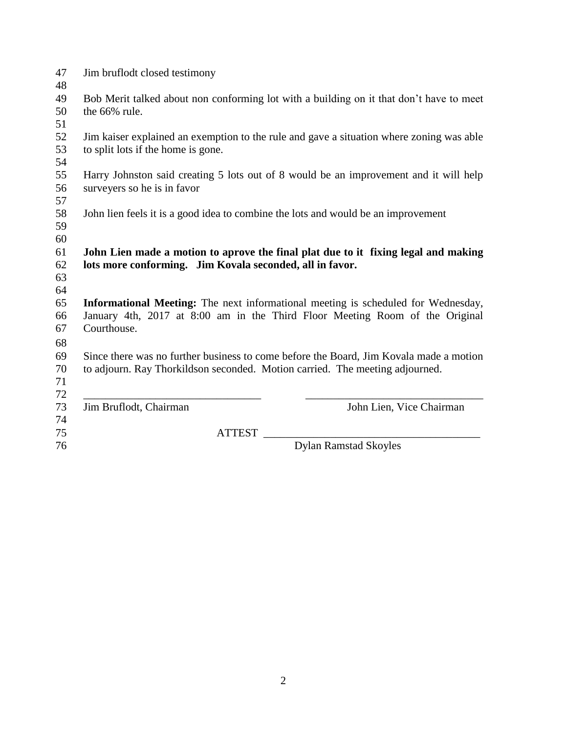Jim bruflodt closed testimony

Bob Merit talked about non conforming lot with a building on it that don't have to meet the 66% rule.

Jim kaiser explained an exemption to the rule and gave a situation where zoning was able to split lots if the home is gone.

Harry Johnston said creating 5 lots out of 8 would be an improvement and it will help surveyers so he is in favor

John lien feels it is a good idea to combine the lots and would be an improvement

**John Lien made a motion to aprove the final plat due to it fixing legal and making lots more conforming. Jim Kovala seconded, all in favor.**

**Informational Meeting:** The next informational meeting is scheduled for Wednesday, January 4th, 2017 at 8:00 am in the Third Floor Meeting Room of the Original Courthouse.

Since there was no further business to come before the Board, Jim Kovala made a motion to adjourn. Ray Thorkildson seconded. Motion carried. The meeting adjourned.

\_\_\_\_\_\_\_\_\_\_\_\_\_\_\_\_\_\_\_\_\_\_\_\_\_\_\_\_\_\_\_\_ \_\_\_\_\_\_\_\_\_\_\_\_\_\_\_\_\_\_\_\_\_\_\_\_\_\_\_\_\_\_\_\_

Jim Bruflodt, Chairman John Lien, Vice Chairman

ATTEST \_\_\_\_\_\_\_\_\_\_\_\_\_\_\_\_\_\_\_\_\_\_\_\_\_\_\_\_\_\_\_\_\_\_\_\_\_\_

Dylan Ramstad Skoyles